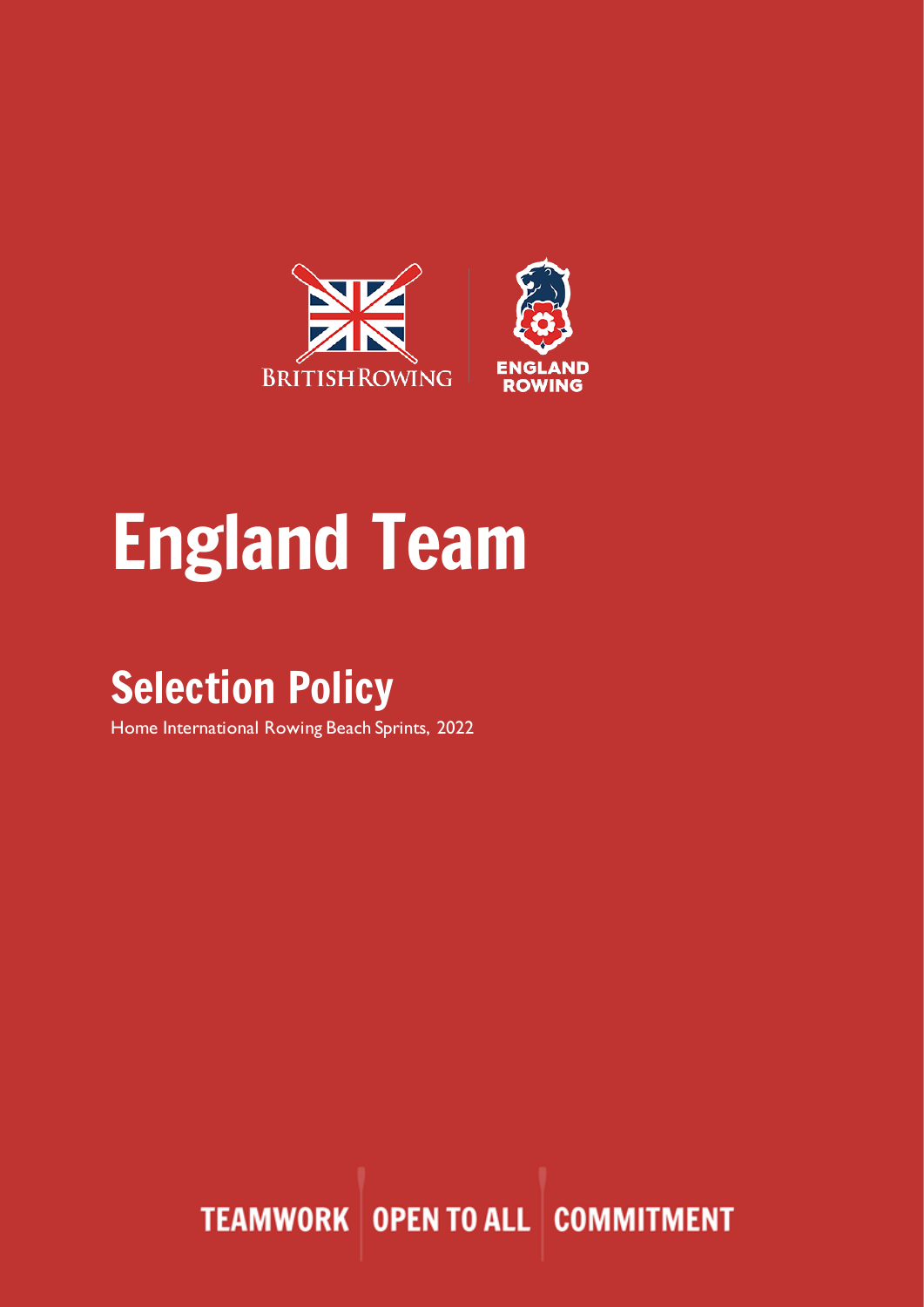BRITISH ROWING

ENGLAND ROWING

# England Team

## Selection Policy

Home International Rowing Beach Sprints, 2022

TEAMWORK | OPEN TO ALL | COMMITMENT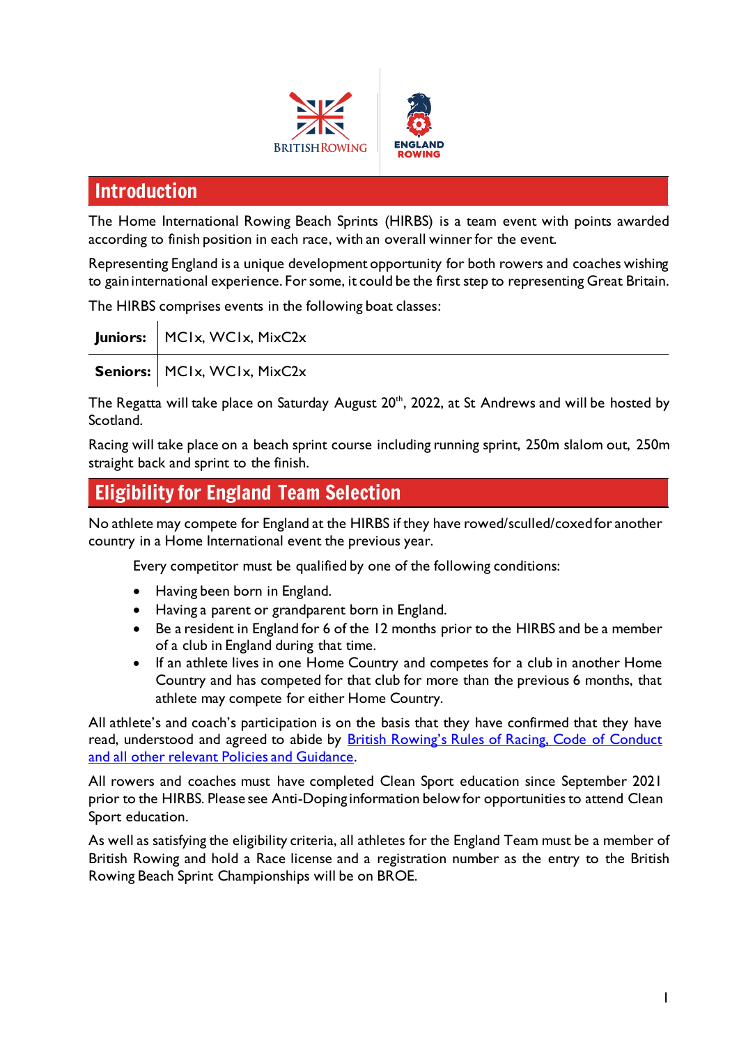## Introduction

The Home International Rowing Beach Sprints (HIRBS) is a team event with points awarded according to finish position in each race, with an overall winner for the event.

Representing England is a unique development opportunity for both rowers and coaches wishing to gain international experience. For some, it could be the first step to representing Great Britain.

The HIRBS comprises events in the following boat classes:

| | |
|---|---|
| **Juniors:** | MC1x, WC1x, MixC2x |
| **Seniors:** | MC1x, WC1x, MixC2x |

The Regatta will take place on Saturday August 20th, 2022, at St Andrews and will be hosted by Scotland.

Racing will take place on a beach sprint course including running sprint, 250m slalom out, 250m straight back and sprint to the finish.

## Eligibility for England Team Selection

No athlete may compete for England at the HIRBS if they have rowed/sculled/coxed for another country in a Home International event the previous year.

Every competitor must be qualified by one of the following conditions:

- Having been born in England.
- Having a parent or grandparent born in England.
- Be a resident in England for 6 of the 12 months prior to the HIRBS and be a member of a club in England during that time.
- If an athlete lives in one Home Country and competes for a club in another Home Country and has competed for that club for more than the previous 6 months, that athlete may compete for either Home Country.

All athlete's and coach's participation is on the basis that they have confirmed that they have read, understood and agreed to abide by British Rowing's Rules of Racing, Code of Conduct and all other relevant Policies and Guidance.

All rowers and coaches must have completed Clean Sport education since September 2021 prior to the HIRBS. Please see Anti-Doping information below for opportunities to attend Clean Sport education.

As well as satisfying the eligibility criteria, all athletes for the England Team must be a member of British Rowing and hold a Race license and a registration number as the entry to the British Rowing Beach Sprint Championships will be on BROE.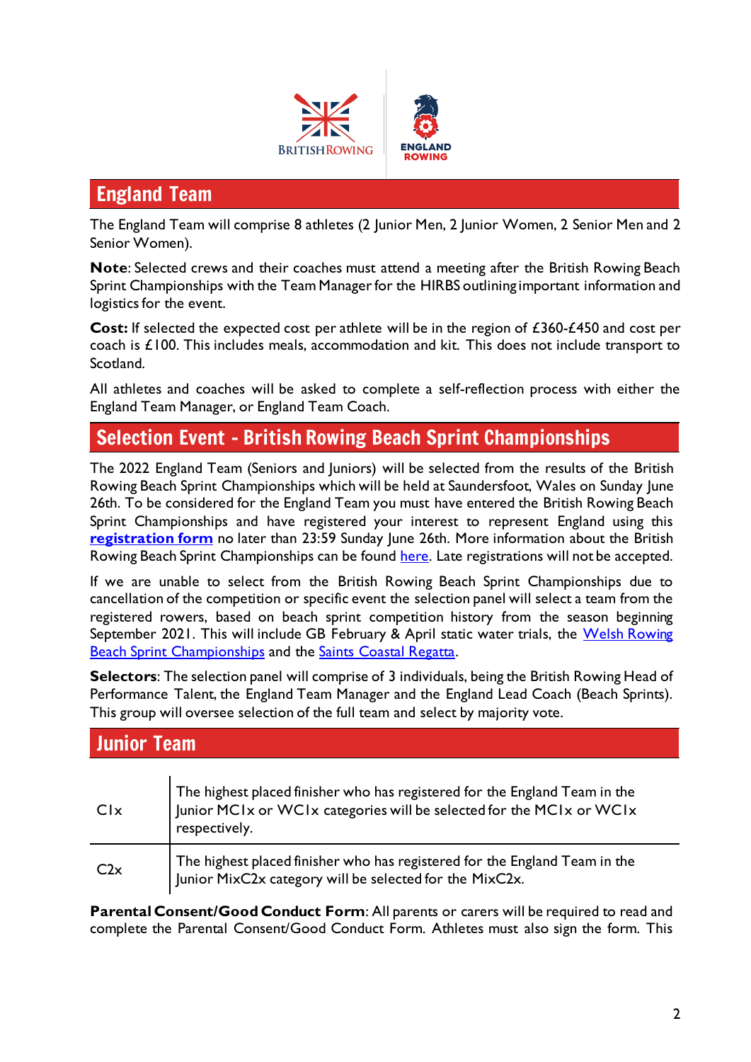## England Team

The England Team will comprise 8 athletes (2 Junior Men, 2 Junior Women, 2 Senior Men and 2 Senior Women).

**Note**: Selected crews and their coaches must attend a meeting after the British Rowing Beach Sprint Championships with the Team Manager for the HIRBS outlining important information and logistics for the event.

**Cost:** If selected the expected cost per athlete will be in the region of £360-£450 and cost per coach is £100. This includes meals, accommodation and kit. This does not include transport to Scotland.

All athletes and coaches will be asked to complete a self-reflection process with either the England Team Manager, or England Team Coach.

## Selection Event - British Rowing Beach Sprint Championships

The 2022 England Team (Seniors and Juniors) will be selected from the results of the British Rowing Beach Sprint Championships which will be held at Saundersfoot, Wales on Sunday June 26th. To be considered for the England Team you must have entered the British Rowing Beach Sprint Championships and have registered your interest to represent England using this **registration form** no later than 23:59 Sunday June 26th. More information about the British Rowing Beach Sprint Championships can be found here. Late registrations will not be accepted.

If we are unable to select from the British Rowing Beach Sprint Championships due to cancellation of the competition or specific event the selection panel will select a team from the registered rowers, based on beach sprint competition history from the season beginning September 2021. This will include GB February & April static water trials, the Welsh Rowing Beach Sprint Championships and the Saints Coastal Regatta.

**Selectors**: The selection panel will comprise of 3 individuals, being the British Rowing Head of Performance Talent, the England Team Manager and the England Lead Coach (Beach Sprints). This group will oversee selection of the full team and select by majority vote.

## Junior Team

| | |
|---|---|
| C1x | The highest placed finisher who has registered for the England Team in the Junior MC1x or WC1x categories will be selected for the MC1x or WC1x respectively. |
| C2x | The highest placed finisher who has registered for the England Team in the Junior MixC2x category will be selected for the MixC2x. |

**Parental Consent/Good Conduct Form**: All parents or carers will be required to read and complete the Parental Consent/Good Conduct Form. Athletes must also sign the form. This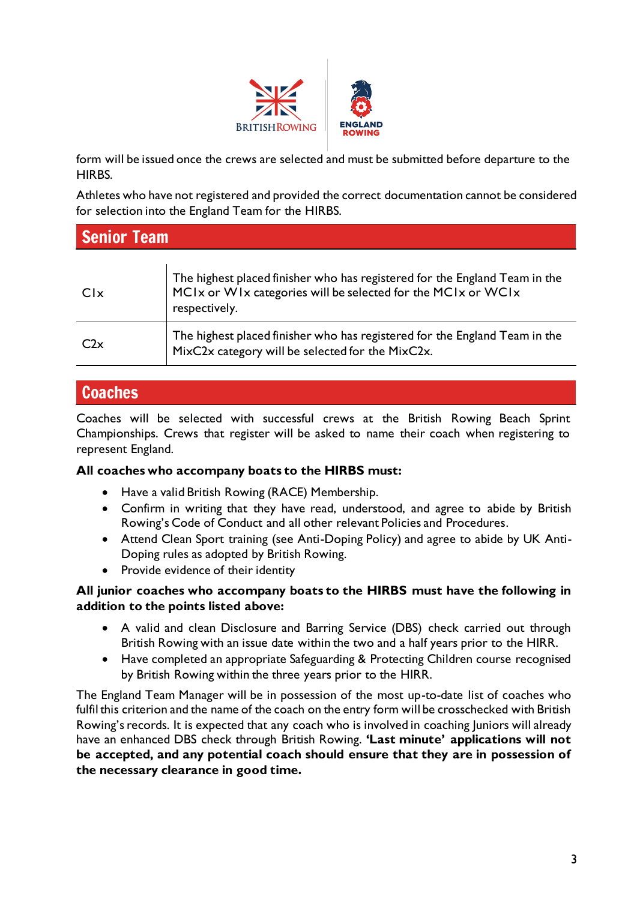form will be issued once the crews are selected and must be submitted before departure to the HIRBS.

Athletes who have not registered and provided the correct documentation cannot be considered for selection into the England Team for the HIRBS.

## Senior Team

| | |
|---|---|
| C1x | The highest placed finisher who has registered for the England Team in the MC1x or W1x categories will be selected for the MC1x or WC1x respectively. |
| C2x | The highest placed finisher who has registered for the England Team in the MixC2x category will be selected for the MixC2x. |

## Coaches

Coaches will be selected with successful crews at the British Rowing Beach Sprint Championships. Crews that register will be asked to name their coach when registering to represent England.

**All coaches who accompany boats to the HIRBS must:**

- Have a valid British Rowing (RACE) Membership.
- Confirm in writing that they have read, understood, and agree to abide by British Rowing's Code of Conduct and all other relevant Policies and Procedures.
- Attend Clean Sport training (see Anti-Doping Policy) and agree to abide by UK Anti-Doping rules as adopted by British Rowing.
- Provide evidence of their identity

**All junior coaches who accompany boats to the HIRBS must have the following in addition to the points listed above:**

- A valid and clean Disclosure and Barring Service (DBS) check carried out through British Rowing with an issue date within the two and a half years prior to the HIRR.
- Have completed an appropriate Safeguarding & Protecting Children course recognised by British Rowing within the three years prior to the HIRR.

The England Team Manager will be in possession of the most up-to-date list of coaches who fulfil this criterion and the name of the coach on the entry form will be crosschecked with British Rowing's records. It is expected that any coach who is involved in coaching Juniors will already have an enhanced DBS check through British Rowing. **'Last minute' applications will not be accepted, and any potential coach should ensure that they are in possession of the necessary clearance in good time.**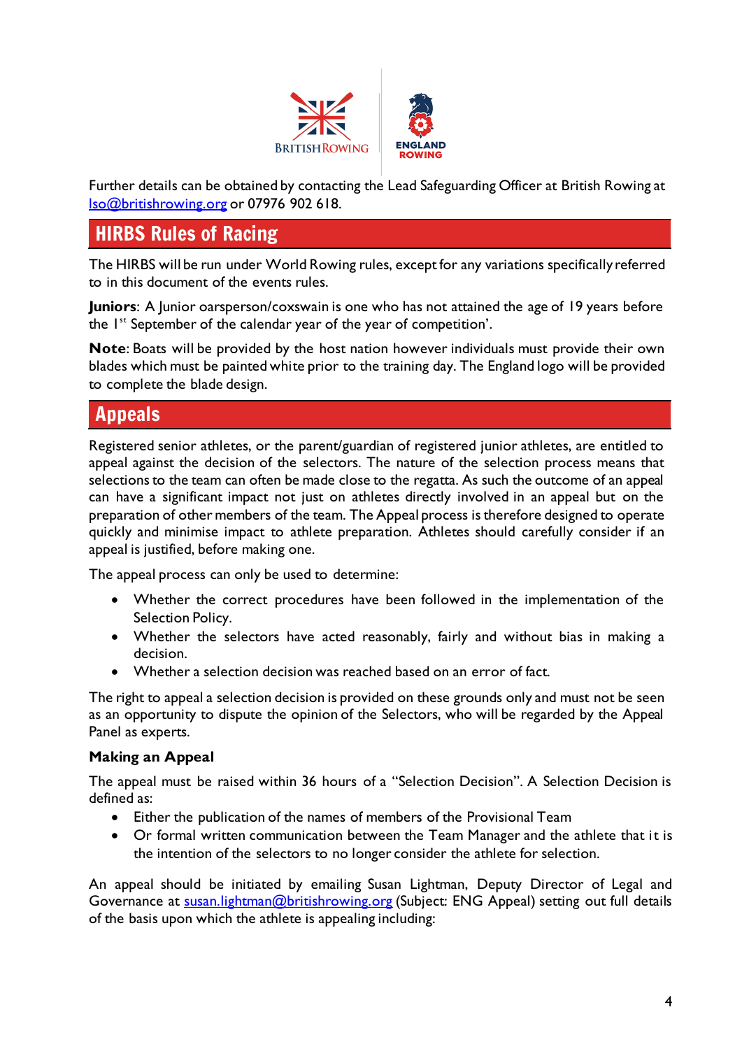Further details can be obtained by contacting the Lead Safeguarding Officer at British Rowing at lso@britishrowing.org or 07976 902 618.

## HIRBS Rules of Racing

The HIRBS will be run under World Rowing rules, except for any variations specifically referred to in this document of the events rules.

**Juniors**: A Junior oarsperson/coxswain is one who has not attained the age of 19 years before the 1st September of the calendar year of the year of competition'.

**Note**: Boats will be provided by the host nation however individuals must provide their own blades which must be painted white prior to the training day. The England logo will be provided to complete the blade design.

## Appeals

Registered senior athletes, or the parent/guardian of registered junior athletes, are entitled to appeal against the decision of the selectors. The nature of the selection process means that selections to the team can often be made close to the regatta. As such the outcome of an appeal can have a significant impact not just on athletes directly involved in an appeal but on the preparation of other members of the team. The Appeal process is therefore designed to operate quickly and minimise impact to athlete preparation. Athletes should carefully consider if an appeal is justified, before making one.

The appeal process can only be used to determine:

- Whether the correct procedures have been followed in the implementation of the Selection Policy.
- Whether the selectors have acted reasonably, fairly and without bias in making a decision.
- Whether a selection decision was reached based on an error of fact.

The right to appeal a selection decision is provided on these grounds only and must not be seen as an opportunity to dispute the opinion of the Selectors, who will be regarded by the Appeal Panel as experts.

### Making an Appeal

The appeal must be raised within 36 hours of a "Selection Decision". A Selection Decision is defined as:

- Either the publication of the names of members of the Provisional Team
- Or formal written communication between the Team Manager and the athlete that it is the intention of the selectors to no longer consider the athlete for selection.

An appeal should be initiated by emailing Susan Lightman, Deputy Director of Legal and Governance at susan.lightman@britishrowing.org (Subject: ENG Appeal) setting out full details of the basis upon which the athlete is appealing including: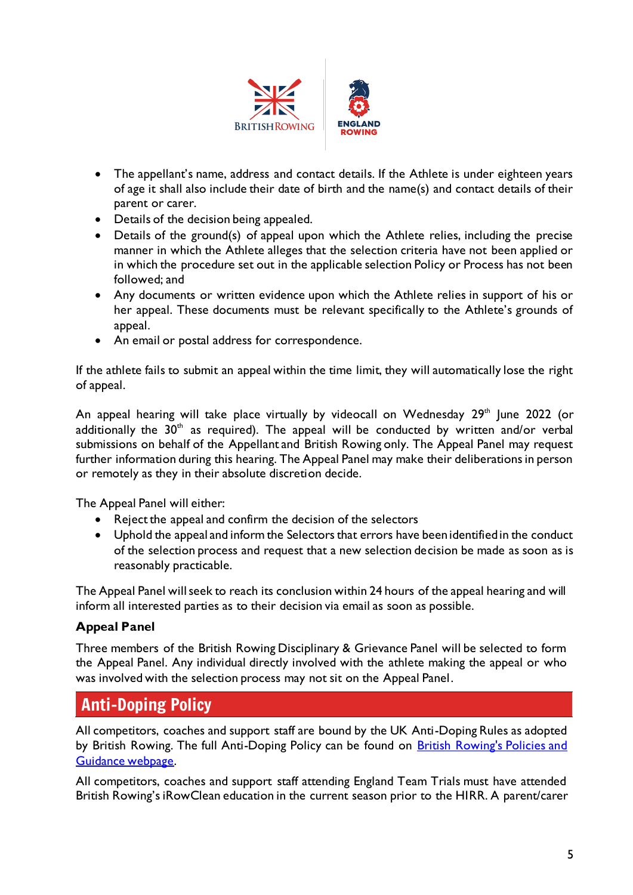- The appellant's name, address and contact details. If the Athlete is under eighteen years of age it shall also include their date of birth and the name(s) and contact details of their parent or carer.
- Details of the decision being appealed.
- Details of the ground(s) of appeal upon which the Athlete relies, including the precise manner in which the Athlete alleges that the selection criteria have not been applied or in which the procedure set out in the applicable selection Policy or Process has not been followed; and
- Any documents or written evidence upon which the Athlete relies in support of his or her appeal. These documents must be relevant specifically to the Athlete's grounds of appeal.
- An email or postal address for correspondence.

If the athlete fails to submit an appeal within the time limit, they will automatically lose the right of appeal.

An appeal hearing will take place virtually by videocall on Wednesday 29th June 2022 (or additionally the 30th as required). The appeal will be conducted by written and/or verbal submissions on behalf of the Appellant and British Rowing only. The Appeal Panel may request further information during this hearing. The Appeal Panel may make their deliberations in person or remotely as they in their absolute discretion decide.

The Appeal Panel will either:

- Reject the appeal and confirm the decision of the selectors
- Uphold the appeal and inform the Selectors that errors have been identified in the conduct of the selection process and request that a new selection decision be made as soon as is reasonably practicable.

The Appeal Panel will seek to reach its conclusion within 24 hours of the appeal hearing and will inform all interested parties as to their decision via email as soon as possible.

**Appeal Panel**

Three members of the British Rowing Disciplinary & Grievance Panel will be selected to form the Appeal Panel. Any individual directly involved with the athlete making the appeal or who was involved with the selection process may not sit on the Appeal Panel.

## Anti-Doping Policy

All competitors, coaches and support staff are bound by the UK Anti-Doping Rules as adopted by British Rowing. The full Anti-Doping Policy can be found on [British Rowing's Policies and Guidance webpage](#).

All competitors, coaches and support staff attending England Team Trials must have attended British Rowing's iRowClean education in the current season prior to the HIRR. A parent/carer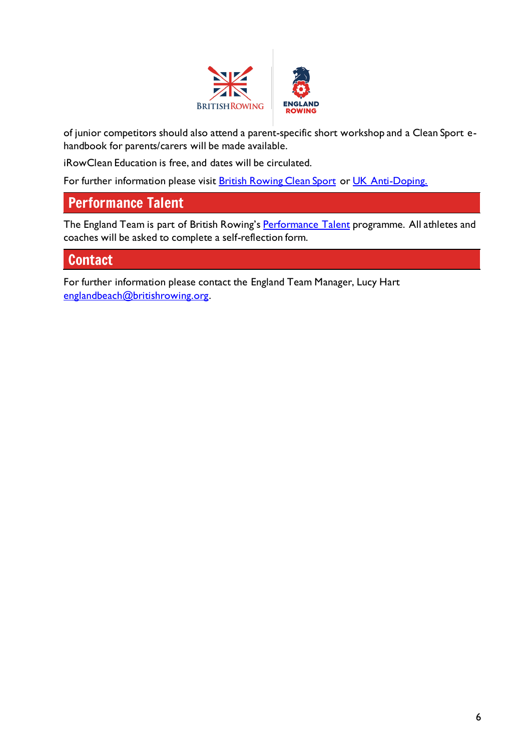of junior competitors should also attend a parent-specific short workshop and a Clean Sport e-handbook for parents/carers will be made available.

iRowClean Education is free, and dates will be circulated.

For further information please visit British Rowing Clean Sport or UK Anti-Doping.

## Performance Talent

The England Team is part of British Rowing's Performance Talent programme. All athletes and coaches will be asked to complete a self-reflection form.

## Contact

For further information please contact the England Team Manager, Lucy Hart englandbeach@britishrowing.org.